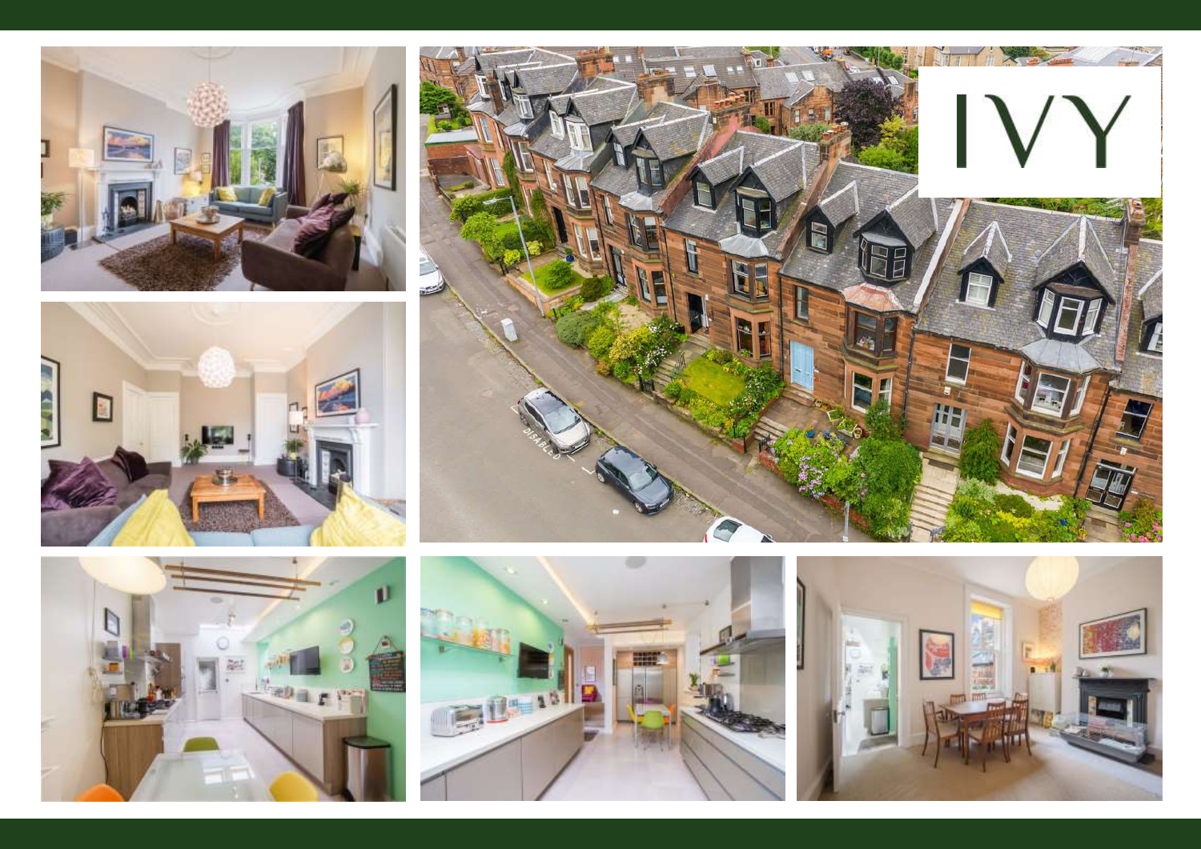IVY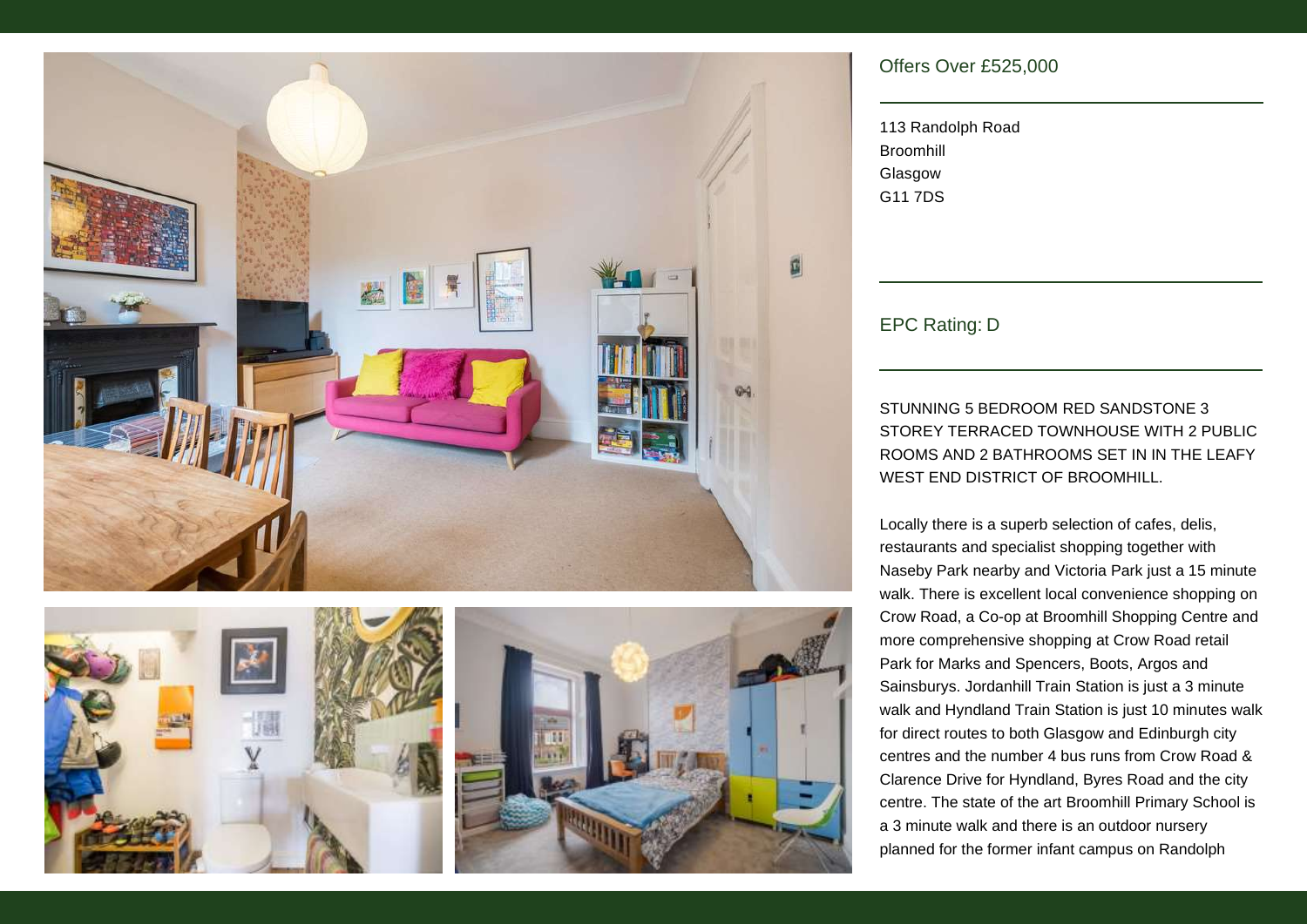Offers Over £525,000

113 Randolph Road
Broomhill
Glasgow
G11 7DS

EPC Rating: D

STUNNING 5 BEDROOM RED SANDSTONE 3 STOREY TERRACED TOWNHOUSE WITH 2 PUBLIC ROOMS AND 2 BATHROOMS SET IN IN THE LEAFY WEST END DISTRICT OF BROOMHILL.

Locally there is a superb selection of cafes, delis, restaurants and specialist shopping together with Naseby Park nearby and Victoria Park just a 15 minute walk. There is excellent local convenience shopping on Crow Road, a Co-op at Broomhill Shopping Centre and more comprehensive shopping at Crow Road retail Park for Marks and Spencers, Boots, Argos and Sainsburys. Jordanhill Train Station is just a 3 minute walk and Hyndland Train Station is just 10 minutes walk for direct routes to both Glasgow and Edinburgh city centres and the number 4 bus runs from Crow Road & Clarence Drive for Hyndland, Byres Road and the city centre. The state of the art Broomhill Primary School is a 3 minute walk and there is an outdoor nursery planned for the former infant campus on Randolph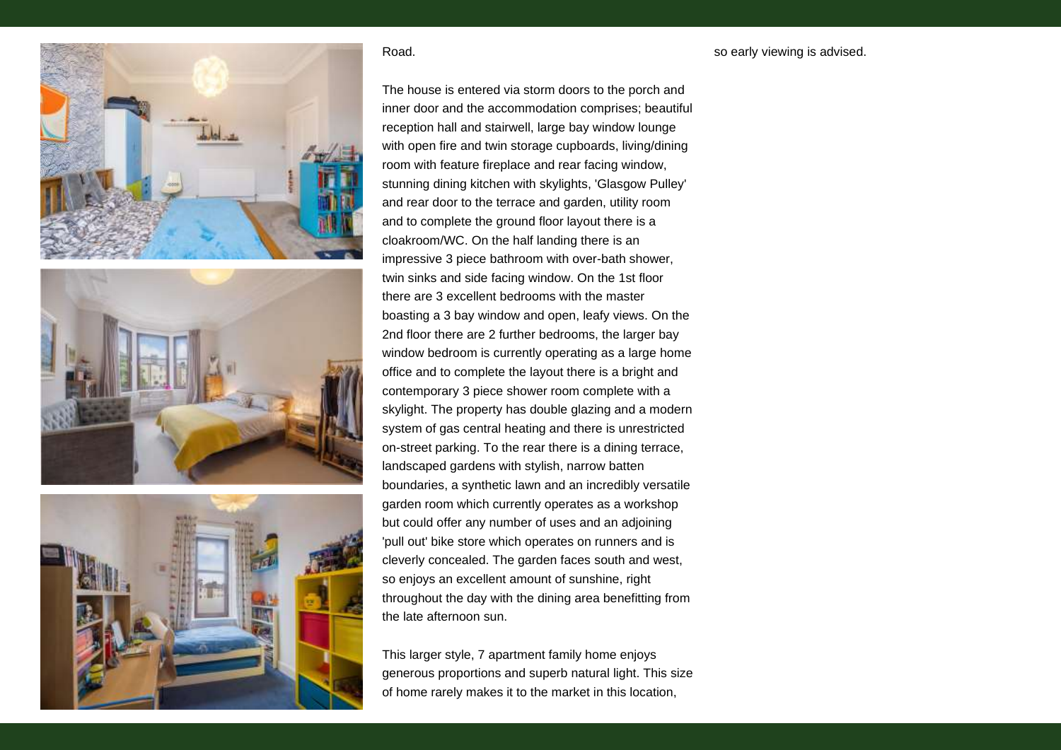Road.

The house is entered via storm doors to the porch and inner door and the accommodation comprises; beautiful reception hall and stairwell, large bay window lounge with open fire and twin storage cupboards, living/dining room with feature fireplace and rear facing window, stunning dining kitchen with skylights, 'Glasgow Pulley' and rear door to the terrace and garden, utility room and to complete the ground floor layout there is a cloakroom/WC. On the half landing there is an impressive 3 piece bathroom with over-bath shower, twin sinks and side facing window. On the 1st floor there are 3 excellent bedrooms with the master boasting a 3 bay window and open, leafy views. On the 2nd floor there are 2 further bedrooms, the larger bay window bedroom is currently operating as a large home office and to complete the layout there is a bright and contemporary 3 piece shower room complete with a skylight. The property has double glazing and a modern system of gas central heating and there is unrestricted on-street parking. To the rear there is a dining terrace, landscaped gardens with stylish, narrow batten boundaries, a synthetic lawn and an incredibly versatile garden room which currently operates as a workshop but could offer any number of uses and an adjoining 'pull out' bike store which operates on runners and is cleverly concealed. The garden faces south and west, so enjoys an excellent amount of sunshine, right throughout the day with the dining area benefitting from the late afternoon sun.

This larger style, 7 apartment family home enjoys generous proportions and superb natural light. This size of home rarely makes it to the market in this location, so early viewing is advised.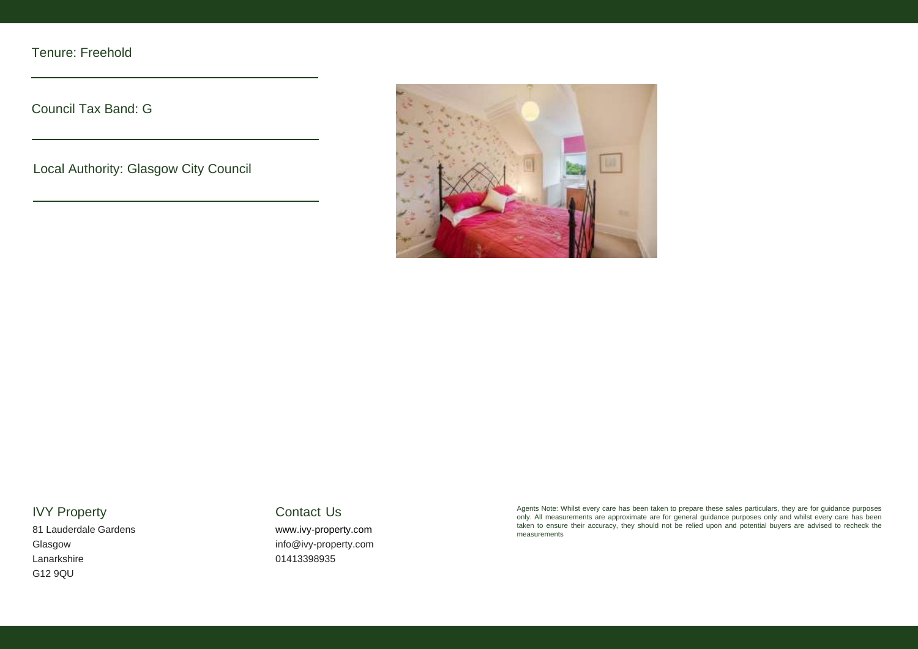Tenure: Freehold

Council Tax Band: G

Local Authority: Glasgow City Council

## IVY Property

81 Lauderdale Gardens
Glasgow
Lanarkshire
G12 9QU

## Contact Us

www.ivy-property.com
info@ivy-property.com
01413398935

Agents Note: Whilst every care has been taken to prepare these sales particulars, they are for guidance purposes only. All measurements are approximate are for general guidance purposes only and whilst every care has been taken to ensure their accuracy, they should not be relied upon and potential buyers are advised to recheck the measurements